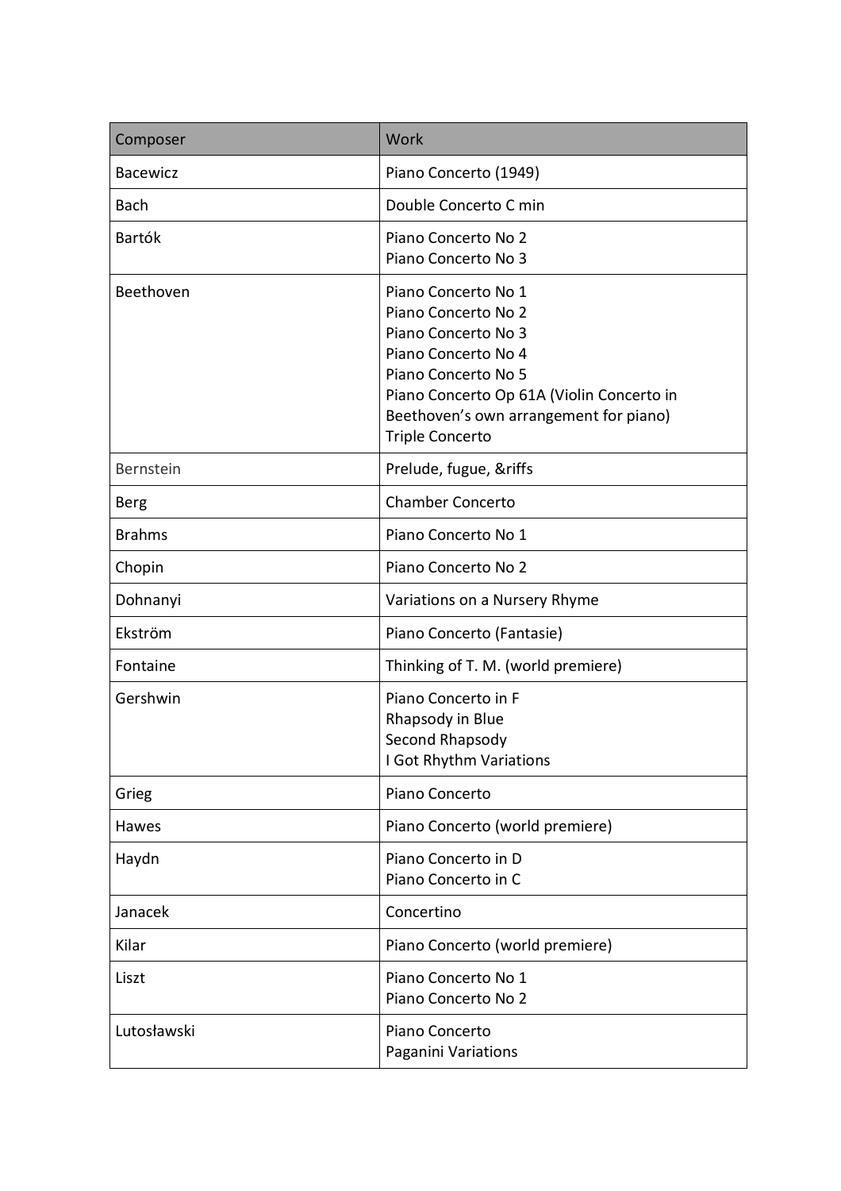| Composer | Work |
| --- | --- |
| Bacewicz | Piano Concerto (1949) |
| Bach | Double Concerto C min |
| Bartók | Piano Concerto No 2<br>Piano Concerto No 3 |
| Beethoven | Piano Concerto No 1<br>Piano Concerto No 2<br>Piano Concerto No 3<br>Piano Concerto No 4<br>Piano Concerto No 5<br>Piano Concerto Op 61A (Violin Concerto in Beethoven's own arrangement for piano)<br>Triple Concerto |
| Bernstein | Prelude, fugue, &riffs |
| Berg | Chamber Concerto |
| Brahms | Piano Concerto No 1 |
| Chopin | Piano Concerto No 2 |
| Dohnanyi | Variations on a Nursery Rhyme |
| Ekström | Piano Concerto (Fantasie) |
| Fontaine | Thinking of T. M. (world premiere) |
| Gershwin | Piano Concerto in F<br>Rhapsody in Blue<br>Second Rhapsody<br>I Got Rhythm Variations |
| Grieg | Piano Concerto |
| Hawes | Piano Concerto (world premiere) |
| Haydn | Piano Concerto in D<br>Piano Concerto in C |
| Janacek | Concertino |
| Kilar | Piano Concerto (world premiere) |
| Liszt | Piano Concerto No 1<br>Piano Concerto No 2 |
| Lutosławski | Piano Concerto<br>Paganini Variations |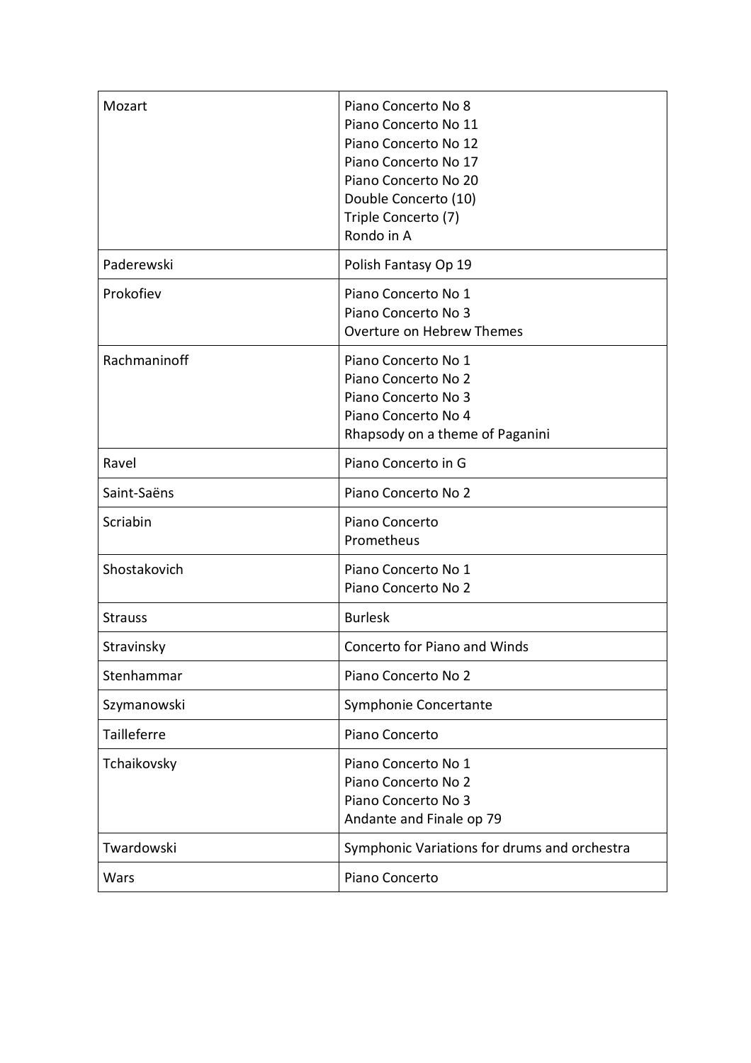| | |
|---|---|
| Mozart | Piano Concerto No 8<br>Piano Concerto No 11<br>Piano Concerto No 12<br>Piano Concerto No 17<br>Piano Concerto No 20<br>Double Concerto (10)<br>Triple Concerto (7)<br>Rondo in A |
| Paderewski | Polish Fantasy Op 19 |
| Prokofiev | Piano Concerto No 1<br>Piano Concerto No 3<br>Overture on Hebrew Themes |
| Rachmaninoff | Piano Concerto No 1<br>Piano Concerto No 2<br>Piano Concerto No 3<br>Piano Concerto No 4<br>Rhapsody on a theme of Paganini |
| Ravel | Piano Concerto in G |
| Saint-Saëns | Piano Concerto No 2 |
| Scriabin | Piano Concerto<br>Prometheus |
| Shostakovich | Piano Concerto No 1<br>Piano Concerto No 2 |
| Strauss | Burlesk |
| Stravinsky | Concerto for Piano and Winds |
| Stenhammar | Piano Concerto No 2 |
| Szymanowski | Symphonie Concertante |
| Tailleferre | Piano Concerto |
| Tchaikovsky | Piano Concerto No 1<br>Piano Concerto No 2<br>Piano Concerto No 3<br>Andante and Finale op 79 |
| Twardowski | Symphonic Variations for drums and orchestra |
| Wars | Piano Concerto |